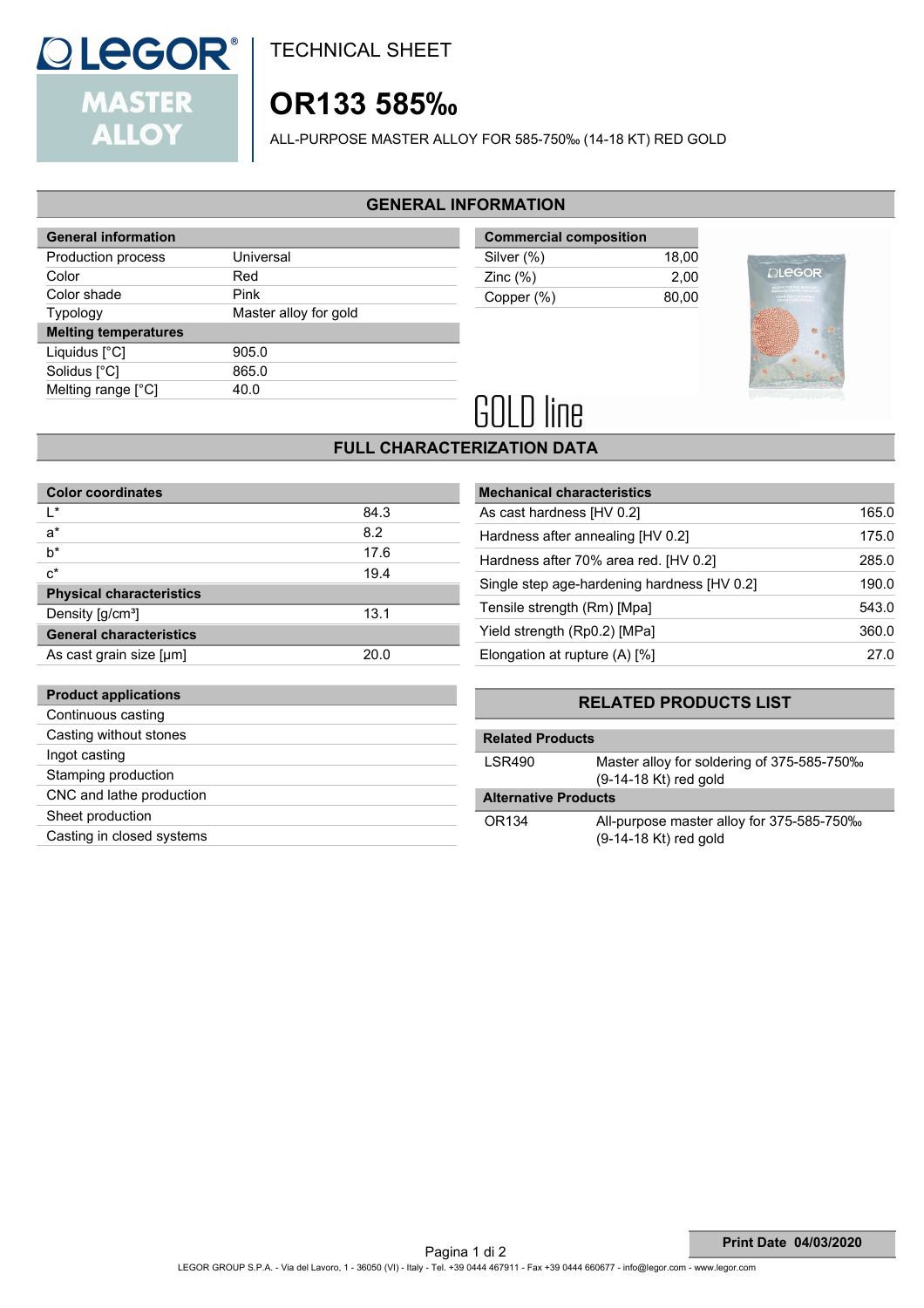TECHNICAL SHEET

# OR133 585‰

ALL-PURPOSE MASTER ALLOY FOR 585-750‰ (14-18 KT) RED GOLD

## GENERAL INFORMATION

| General information | |
|---|---|
| Production process | Universal |
| Color | Red |
| Color shade | Pink |
| Typology | Master alloy for gold |
| **Melting temperatures** | |
| Liquidus [°C] | 905.0 |
| Solidus [°C] | 865.0 |
| Melting range [°C] | 40.0 |

| Commercial composition | |
|---|---|
| Silver (%) | 18,00 |
| Zinc (%) | 2,00 |
| Copper (%) | 80,00 |

GOLD line

## FULL CHARACTERIZATION DATA

| Color coordinates | |
|---|---|
| L* | 84.3 |
| a* | 8.2 |
| b* | 17.6 |
| c* | 19.4 |
| **Physical characteristics** | |
| Density [g/cm³] | 13.1 |
| **General characteristics** | |
| As cast grain size [μm] | 20.0 |

| Mechanical characteristics | |
|---|---|
| As cast hardness [HV 0.2] | 165.0 |
| Hardness after annealing [HV 0.2] | 175.0 |
| Hardness after 70% area red. [HV 0.2] | 285.0 |
| Single step age-hardening hardness [HV 0.2] | 190.0 |
| Tensile strength (Rm) [Mpa] | 543.0 |
| Yield strength (Rp0.2) [MPa] | 360.0 |
| Elongation at rupture (A) [%] | 27.0 |

| Product applications |
|---|
| Continuous casting |
| Casting without stones |
| Ingot casting |
| Stamping production |
| CNC and lathe production |
| Sheet production |
| Casting in closed systems |

## RELATED PRODUCTS LIST

| Related Products | |
|---|---|
| LSR490 | Master alloy for soldering of 375-585-750‰ (9-14-18 Kt) red gold |
| **Alternative Products** | |
| OR134 | All-purpose master alloy for 375-585-750‰ (9-14-18 Kt) red gold |

**Print Date 04/03/2020**

LEGOR GROUP S.P.A. - Via del Lavoro, 1 - 36050 (VI) - Italy - Tel. +39 0444 467911 - Fax +39 0444 660677 - info@legor.com - www.legor.com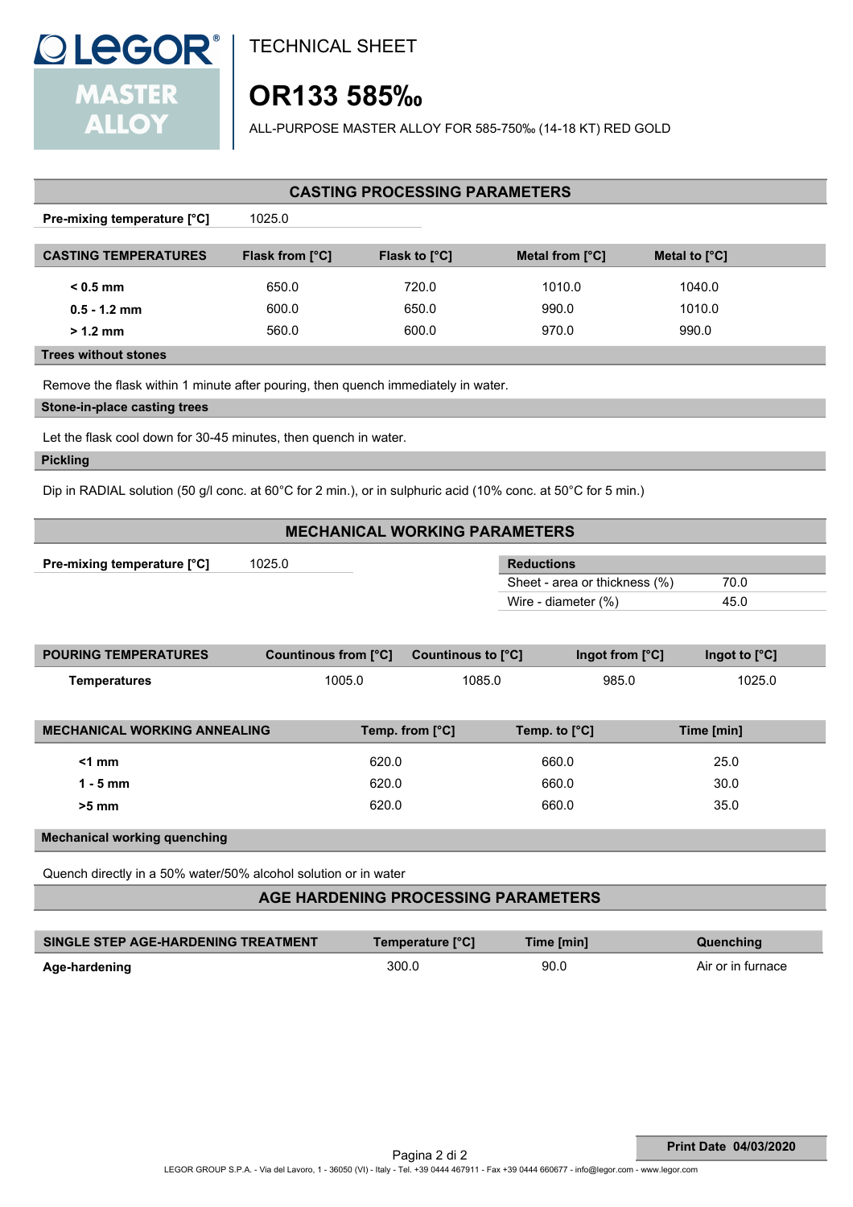LEGOR® MASTER ALLOY

TECHNICAL SHEET

# OR133 585‰

ALL-PURPOSE MASTER ALLOY FOR 585-750‰ (14-18 KT) RED GOLD

## CASTING PROCESSING PARAMETERS

**Pre-mixing temperature [°C]** 1025.0

| CASTING TEMPERATURES | Flask from [°C] | Flask to [°C] | Metal from [°C] | Metal to [°C] |
|---|---|---|---|---|
| **< 0.5 mm** | 650.0 | 720.0 | 1010.0 | 1040.0 |
| **0.5 - 1.2 mm** | 600.0 | 650.0 | 990.0 | 1010.0 |
| **> 1.2 mm** | 560.0 | 600.0 | 970.0 | 990.0 |

**Trees without stones**

Remove the flask within 1 minute after pouring, then quench immediately in water.

**Stone-in-place casting trees**

Let the flask cool down for 30-45 minutes, then quench in water.

**Pickling**

Dip in RADIAL solution (50 g/l conc. at 60°C for 2 min.), or in sulphuric acid (10% conc. at 50°C for 5 min.)

## MECHANICAL WORKING PARAMETERS

**Pre-mixing temperature [°C]** 1025.0

| Reductions | |
|---|---|
| Sheet - area or thickness (%) | 70.0 |
| Wire - diameter (%) | 45.0 |

| POURING TEMPERATURES | Countinous from [°C] | Countinous to [°C] | Ingot from [°C] | Ingot to [°C] |
|---|---|---|---|---|
| **Temperatures** | 1005.0 | 1085.0 | 985.0 | 1025.0 |

| MECHANICAL WORKING ANNEALING | Temp. from [°C] | Temp. to [°C] | Time [min] |
|---|---|---|---|
| **<1 mm** | 620.0 | 660.0 | 25.0 |
| **1 - 5 mm** | 620.0 | 660.0 | 30.0 |
| **>5 mm** | 620.0 | 660.0 | 35.0 |

**Mechanical working quenching**

Quench directly in a 50% water/50% alcohol solution or in water

## AGE HARDENING PROCESSING PARAMETERS

| SINGLE STEP AGE-HARDENING TREATMENT | Temperature [°C] | Time [min] | Quenching |
|---|---|---|---|
| **Age-hardening** | 300.0 | 90.0 | Air or in furnace |

Print Date 04/03/2020

LEGOR GROUP S.P.A. - Via del Lavoro, 1 - 36050 (VI) - Italy - Tel. +39 0444 467911 - Fax +39 0444 660677 - info@legor.com - www.legor.com